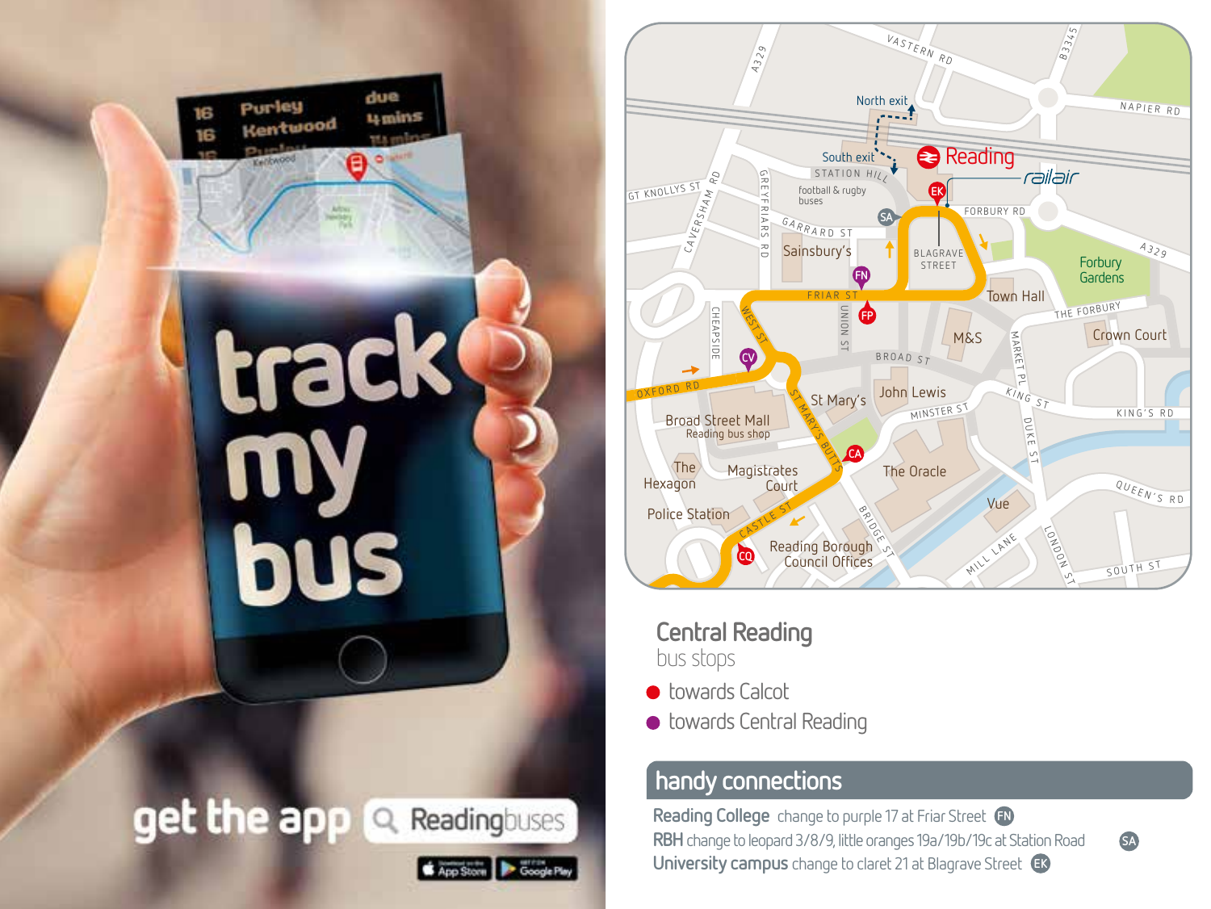track my bus

get the app Readingbuses

## Central Reading
bus stops

- towards Calcot
- towards Central Reading

## handy connections

**Reading College** change to purple 17 at Friar Street FN

**RBH** change to leopard 3/8/9, little oranges 19a/19b/19c at Station Road SA

**University campus** change to claret 21 at Blagrave Street EK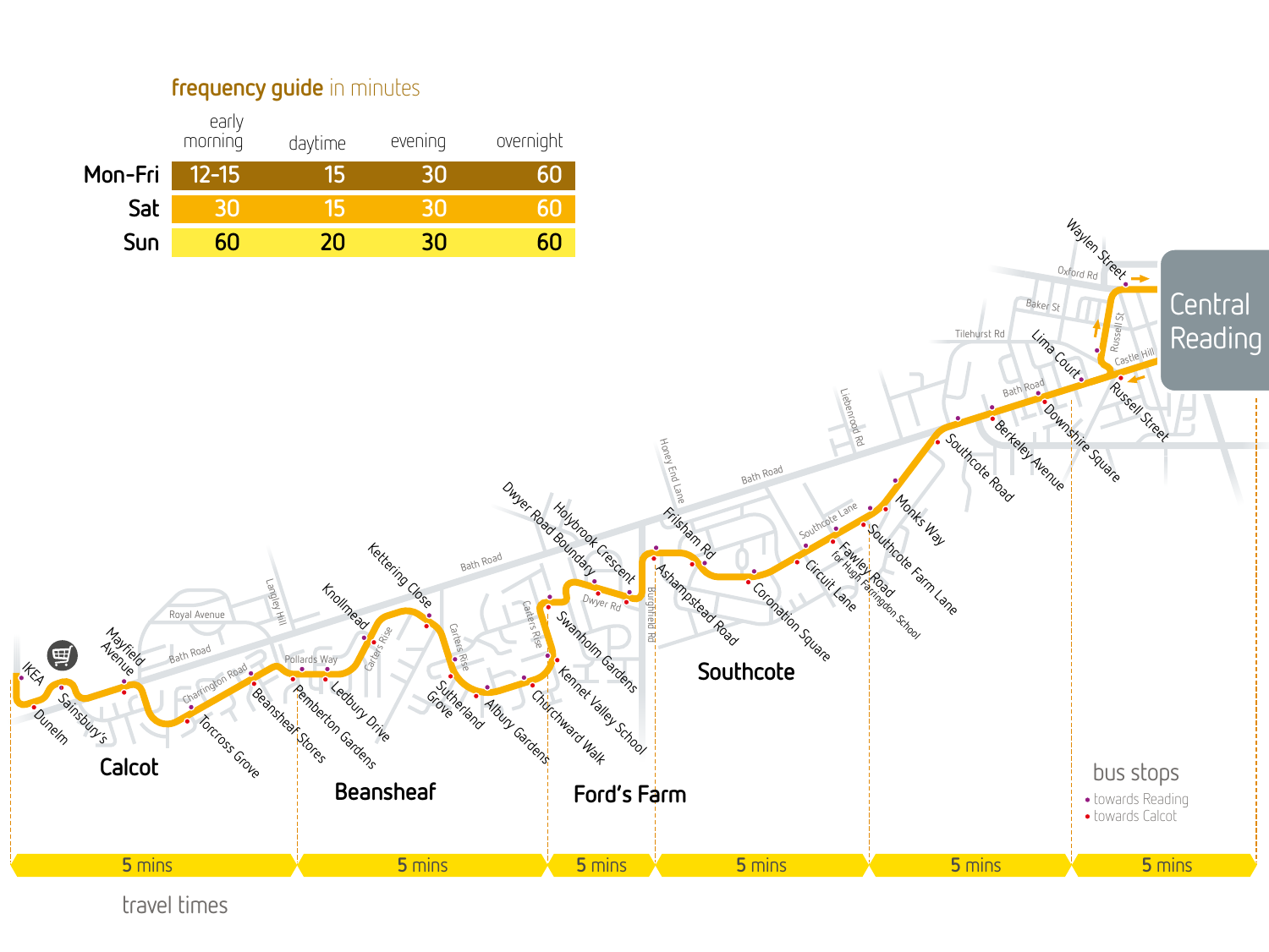## frequency guide in minutes

| | early morning | daytime | evening | overnight |
|---|---|---|---|---|
| Mon-Fri | 12-15 | 15 | 30 | 60 |
| Sat | 30 | 15 | 30 | 60 |
| Sun | 60 | 20 | 30 | 60 |

Calcot
IKEA
Dunelm
Sainsbury's
Mayfield Avenue
Charrington Road
Torcross Grove
Beansheaf Stores
Royal Avenue
Bath Road
Langley Hill

Beansheaf
Pollards Way
Pemberton Gardens
Ledbury Drive
Knollmead
Carters Rise
Kettering Close
Sutherland Grove
Albury Gardens
Churchward Walk

Ford's Farm
Kennet Valley School
Swanholm Gardens
Carters Rise
Dwyer Road Boundary
Dwyer Rd
Holybrook Crescent
Burghfield Rd

Southcote
Honey End Lane
Frilsham Rd
Ashampstead Road
Coronation Square
Circuit Lane
Southcote Lane
Fawley Road for Hugh Faringdon School
Southcote Farm Lane
Liebenrood Rd
Monks Way
Southcote Road

Berkeley Avenue
Downshire Square
Lima Court
Tilehurst Rd
Baker St
Oxford Rd
Waylen Street
Russell St
Castle Hill
Russell Street

Central Reading

bus stops
• towards Reading
• towards Calcot

5 mins | 5 mins | 5 mins | 5 mins | 5 mins | 5 mins | 5 mins

travel times